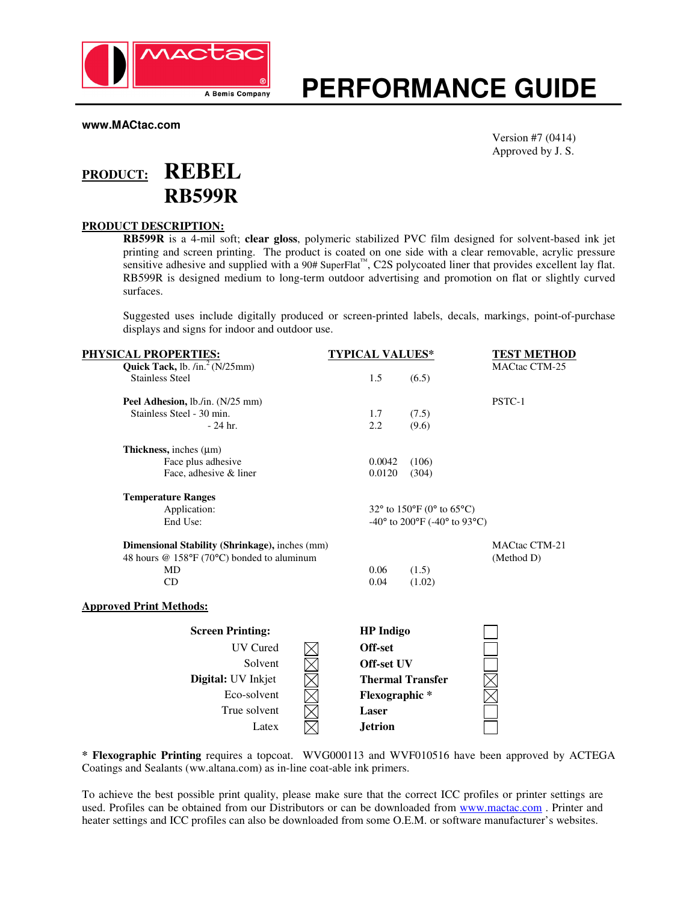# PERFORMANCE GUIDE

**www.MACtac.com**

Version #7 (0414)
Approved by J. S.

## PRODUCT: REBEL RB599R

**PRODUCT DESCRIPTION:**

**RB599R** is a 4-mil soft; **clear gloss**, polymeric stabilized PVC film designed for solvent-based ink jet printing and screen printing. The product is coated on one side with a clear removable, acrylic pressure sensitive adhesive and supplied with a 90# SuperFlat™, C2S polycoated liner that provides excellent lay flat. RB599R is designed medium to long-term outdoor advertising and promotion on flat or slightly curved surfaces.

Suggested uses include digitally produced or screen-printed labels, decals, markings, point-of-purchase displays and signs for indoor and outdoor use.

| PHYSICAL PROPERTIES: | TYPICAL VALUES* | | TEST METHOD |
|---|---|---|---|
| **Quick Tack,** lb. /in.$^2$ (N/25mm) | | | MACtac CTM-25 |
| Stainless Steel | 1.5 | (6.5) | |
| **Peel Adhesion,** lb./in. (N/25 mm) | | | PSTC-1 |
| Stainless Steel - 30 min. | 1.7 | (7.5) | |
| - 24 hr. | 2.2 | (9.6) | |
| **Thickness,** inches (µm) | | | |
| Face plus adhesive | 0.0042 | (106) | |
| Face, adhesive & liner | 0.0120 | (304) | |
| **Temperature Ranges** | | | |
| Application: | 32° to 150°F (0° to 65°C) | | |
| End Use: | -40° to 200°F (-40° to 93°C) | | |
| **Dimensional Stability (Shrinkage),** inches (mm) | | | MACtac CTM-21 |
| 48 hours @ 158°F (70°C) bonded to aluminum | | | (Method D) |
| MD | 0.06 | (1.5) | |
| CD | 0.04 | (1.02) | |

**Approved Print Methods:**

| Print Method | Approved | Print Method | Approved |
|---|---|---|---|
| **Screen Printing:** | | **HP Indigo** | ☐ |
| UV Cured | ☒ | **Off-set** | ☐ |
| Solvent | ☒ | **Off-set UV** | ☐ |
| **Digital:** UV Inkjet | ☒ | **Thermal Transfer** | ☒ |
| Eco-solvent | ☒ | **Flexographic** * | ☒ |
| True solvent | ☒ | **Laser** | ☐ |
| Latex | ☒ | **Jetrion** | ☐ |

* **Flexographic Printing** requires a topcoat. WVG000113 and WVF010516 have been approved by ACTEGA Coatings and Sealants (ww.altana.com) as in-line coat-able ink primers.

To achieve the best possible print quality, please make sure that the correct ICC profiles or printer settings are used. Profiles can be obtained from our Distributors or can be downloaded from www.mactac.com . Printer and heater settings and ICC profiles can also be downloaded from some O.E.M. or software manufacturer's websites.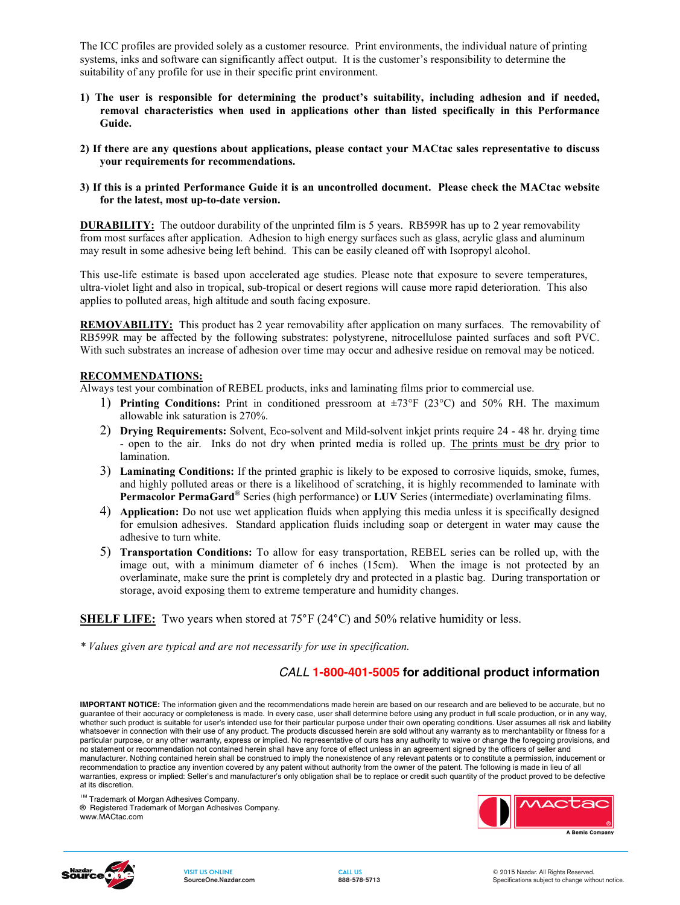The ICC profiles are provided solely as a customer resource. Print environments, the individual nature of printing systems, inks and software can significantly affect output. It is the customer's responsibility to determine the suitability of any profile for use in their specific print environment.

1) **The user is responsible for determining the product's suitability, including adhesion and if needed, removal characteristics when used in applications other than listed specifically in this Performance Guide.**

2) **If there are any questions about applications, please contact your MACtac sales representative to discuss your requirements for recommendations.**

3) **If this is a printed Performance Guide it is an uncontrolled document. Please check the MACtac website for the latest, most up-to-date version.**

**DURABILITY:** The outdoor durability of the unprinted film is 5 years. RB599R has up to 2 year removability from most surfaces after application. Adhesion to high energy surfaces such as glass, acrylic glass and aluminum may result in some adhesive being left behind. This can be easily cleaned off with Isopropyl alcohol.

This use-life estimate is based upon accelerated age studies. Please note that exposure to severe temperatures, ultra-violet light and also in tropical, sub-tropical or desert regions will cause more rapid deterioration. This also applies to polluted areas, high altitude and south facing exposure.

**REMOVABILITY:** This product has 2 year removability after application on many surfaces. The removability of RB599R may be affected by the following substrates: polystyrene, nitrocellulose painted surfaces and soft PVC. With such substrates an increase of adhesion over time may occur and adhesive residue on removal may be noticed.

**RECOMMENDATIONS:**

Always test your combination of REBEL products, inks and laminating films prior to commercial use.

1) **Printing Conditions:** Print in conditioned pressroom at ±73°F (23°C) and 50% RH. The maximum allowable ink saturation is 270%.
2) **Drying Requirements:** Solvent, Eco-solvent and Mild-solvent inkjet prints require 24 - 48 hr. drying time - open to the air. Inks do not dry when printed media is rolled up. The prints must be dry prior to lamination.
3) **Laminating Conditions:** If the printed graphic is likely to be exposed to corrosive liquids, smoke, fumes, and highly polluted areas or there is a likelihood of scratching, it is highly recommended to laminate with **Permacolor PermaGard®** Series (high performance) or **LUV** Series (intermediate) overlaminating films.
4) **Application:** Do not use wet application fluids when applying this media unless it is specifically designed for emulsion adhesives. Standard application fluids including soap or detergent in water may cause the adhesive to turn white.
5) **Transportation Conditions:** To allow for easy transportation, REBEL series can be rolled up, with the image out, with a minimum diameter of 6 inches (15cm). When the image is not protected by an overlaminate, make sure the print is completely dry and protected in a plastic bag. During transportation or storage, avoid exposing them to extreme temperature and humidity changes.

**SHELF LIFE:** Two years when stored at 75°F (24°C) and 50% relative humidity or less.

*\* Values given are typical and are not necessarily for use in specification.*

*CALL* **1-800-401-5005 for additional product information**

**IMPORTANT NOTICE:** The information given and the recommendations made herein are based on our research and are believed to be accurate, but no guarantee of their accuracy or completeness is made. In every case, user shall determine before using any product in full scale production, or in any way, whether such product is suitable for user's intended use for their particular purpose under their own operating conditions. User assumes all risk and liability whatsoever in connection with their use of any product. The products discussed herein are sold without any warranty as to merchantability or fitness for a particular purpose, or any other warranty, express or implied. No representative of ours has any authority to waive or change the foregoing provisions, and no statement or recommendation not contained herein shall have any force of effect unless in an agreement signed by the officers of seller and manufacturer. Nothing contained herein shall be construed to imply the nonexistence of any relevant patents or to constitute a permission, inducement or recommendation to practice any invention covered by any patent without authority from the owner of the patent. The following is made in lieu of all warranties, express or implied: Seller's and manufacturer's only obligation shall be to replace or credit such quantity of the product proved to be defective at its discretion.

™ Trademark of Morgan Adhesives Company.
® Registered Trademark of Morgan Adhesives Company.
www.MACtac.com

MACtac® A Bemis Company

VISIT US ONLINE
SourceOne.Nazdar.com

CALL US
888-578-5713

© 2015 Nazdar. All Rights Reserved.
Specifications subject to change without notice.